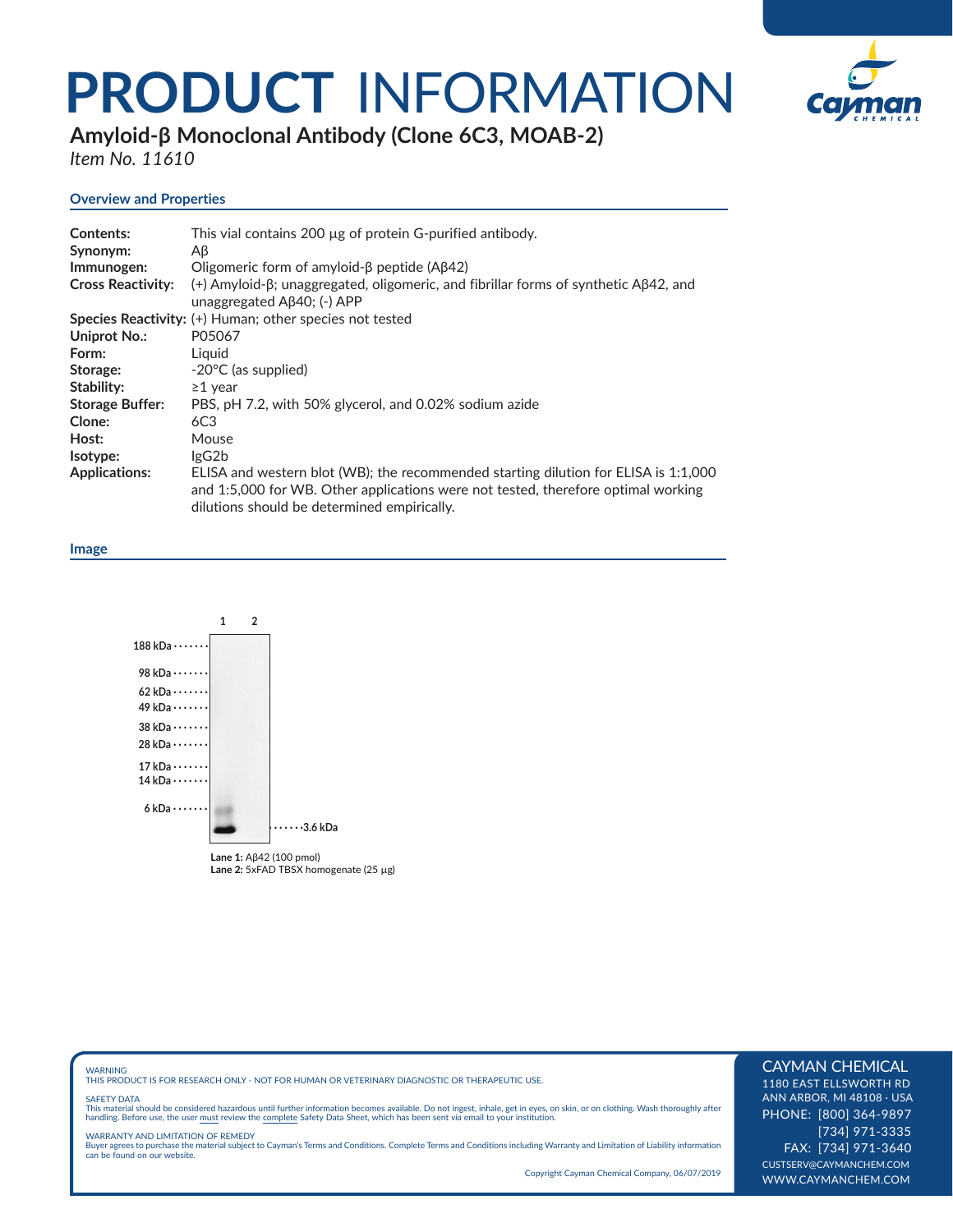# PRODUCT INFORMATION

## Amyloid-β Monoclonal Antibody (Clone 6C3, MOAB-2)

*Item No. 11610*

### Overview and Properties

| | |
|---|---|
| **Contents:** | This vial contains 200 µg of protein G-purified antibody. |
| **Synonym:** | Aβ |
| **Immunogen:** | Oligomeric form of amyloid-β peptide (Aβ42) |
| **Cross Reactivity:** | (+) Amyloid-β; unaggregated, oligomeric, and fibrillar forms of synthetic Aβ42, and unaggregated Aβ40; (-) APP |
| **Species Reactivity:** | (+) Human; other species not tested |
| **Uniprot No.:** | P05067 |
| **Form:** | Liquid |
| **Storage:** | -20°C (as supplied) |
| **Stability:** | ≥1 year |
| **Storage Buffer:** | PBS, pH 7.2, with 50% glycerol, and 0.02% sodium azide |
| **Clone:** | 6C3 |
| **Host:** | Mouse |
| **Isotype:** | IgG2b |
| **Applications:** | ELISA and western blot (WB); the recommended starting dilution for ELISA is 1:1,000 and 1:5,000 for WB. Other applications were not tested, therefore optimal working dilutions should be determined empirically. |

### Image

1 2

188 kDa, 98 kDa, 62 kDa, 49 kDa, 38 kDa, 28 kDa, 17 kDa, 14 kDa, 6 kDa, 3.6 kDa

**Lane 1:** Aβ42 (100 pmol)
**Lane 2:** 5xFAD TBSX homogenate (25 µg)

WARNING
THIS PRODUCT IS FOR RESEARCH ONLY - NOT FOR HUMAN OR VETERINARY DIAGNOSTIC OR THERAPEUTIC USE.

SAFETY DATA
This material should be considered hazardous until further information becomes available. Do not ingest, inhale, get in eyes, on skin, or on clothing. Wash thoroughly after handling. Before use, the user must review the complete Safety Data Sheet, which has been sent *via* email to your institution.

WARRANTY AND LIMITATION OF REMEDY
Buyer agrees to purchase the material subject to Cayman's Terms and Conditions. Complete Terms and Conditions including Warranty and Limitation of Liability information can be found on our website.

Copyright Cayman Chemical Company, 06/07/2019

CAYMAN CHEMICAL
1180 EAST ELLSWORTH RD
ANN ARBOR, MI 48108 · USA
PHONE: [800] 364-9897
[734] 971-3335
FAX: [734] 971-3640
CUSTSERV@CAYMANCHEM.COM
WWW.CAYMANCHEM.COM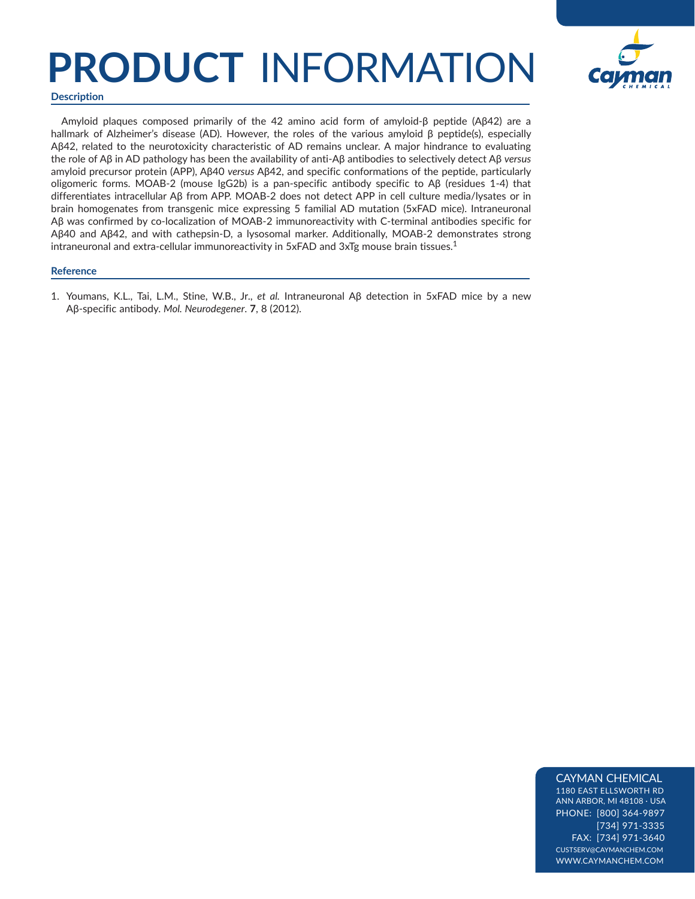# **PRODUCT** INFORMATION

### Description

Amyloid plaques composed primarily of the 42 amino acid form of amyloid-β peptide (Aβ42) are a hallmark of Alzheimer's disease (AD). However, the roles of the various amyloid β peptide(s), especially Aβ42, related to the neurotoxicity characteristic of AD remains unclear. A major hindrance to evaluating the role of Aβ in AD pathology has been the availability of anti-Aβ antibodies to selectively detect Aβ *versus* amyloid precursor protein (APP), Aβ40 *versus* Aβ42, and specific conformations of the peptide, particularly oligomeric forms. MOAB-2 (mouse IgG2b) is a pan-specific antibody specific to Aβ (residues 1-4) that differentiates intracellular Aβ from APP. MOAB-2 does not detect APP in cell culture media/lysates or in brain homogenates from transgenic mice expressing 5 familial AD mutation (5xFAD mice). Intraneuronal Aβ was confirmed by co-localization of MOAB-2 immunoreactivity with C-terminal antibodies specific for Aβ40 and Aβ42, and with cathepsin-D, a lysosomal marker. Additionally, MOAB-2 demonstrates strong intraneuronal and extra-cellular immunoreactivity in 5xFAD and 3xTg mouse brain tissues.[1]

### Reference

1. Youmans, K.L., Tai, L.M., Stine, W.B., Jr., *et al.* Intraneuronal Aβ detection in 5xFAD mice by a new Aβ-specific antibody. *Mol. Neurodegener*. **7**, 8 (2012).

CAYMAN CHEMICAL
1180 EAST ELLSWORTH RD
ANN ARBOR, MI 48108 · USA
PHONE: [800] 364-9897
[734] 971-3335
FAX: [734] 971-3640
CUSTSERV@CAYMANCHEM.COM
WWW.CAYMANCHEM.COM